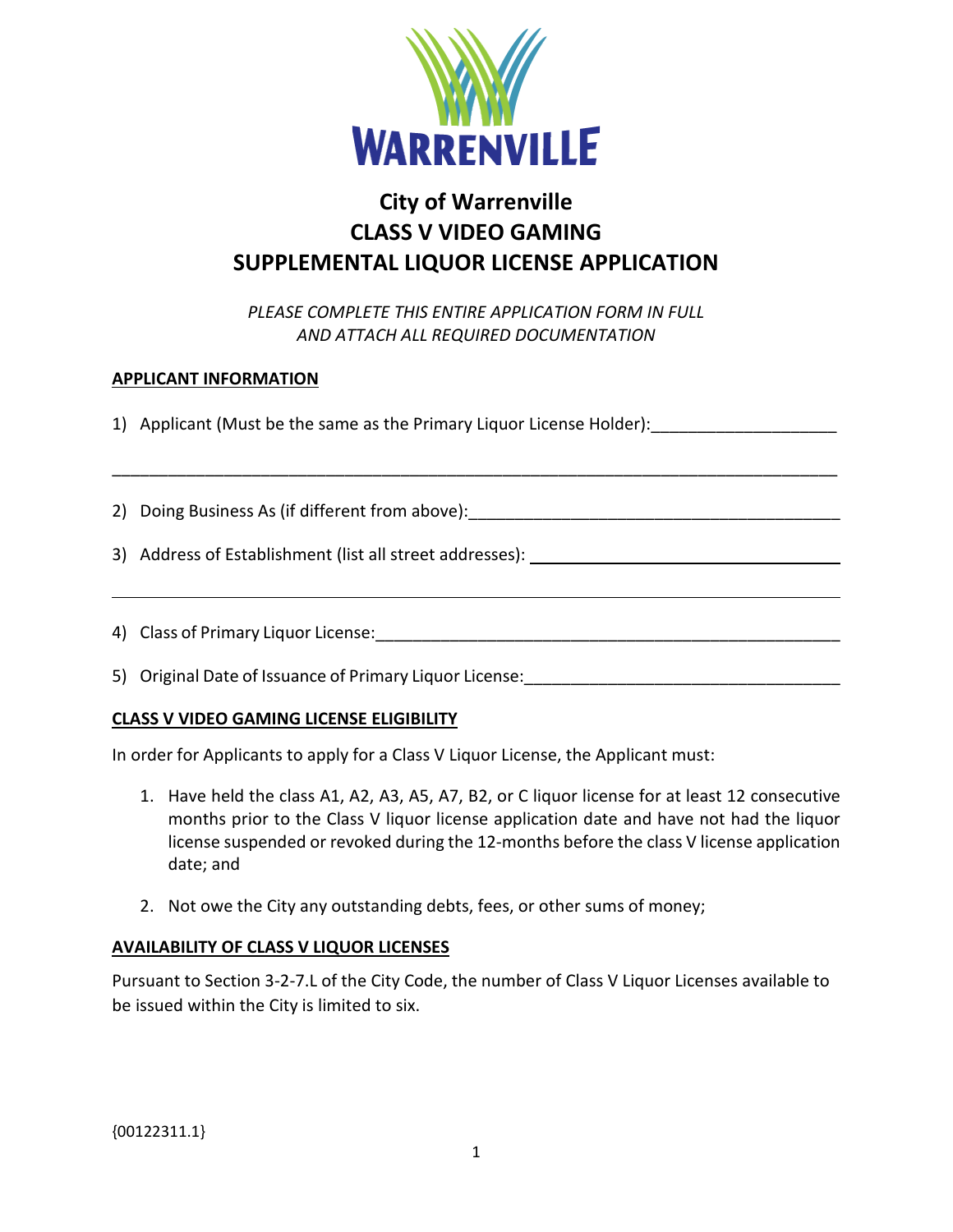WARRENVILLE

# City of Warrenville
# CLASS V VIDEO GAMING
# SUPPLEMENTAL LIQUOR LICENSE APPLICATION

*PLEASE COMPLETE THIS ENTIRE APPLICATION FORM IN FULL AND ATTACH ALL REQUIRED DOCUMENTATION*

**APPLICANT INFORMATION**

1) Applicant (Must be the same as the Primary Liquor License Holder):____________________

______________________________________________________________________________

2) Doing Business As (if different from above):________________________________________

3) Address of Establishment (list all street addresses): ___________________________________

______________________________________________________________________________

4) Class of Primary Liquor License:_____________________________________________________

5) Original Date of Issuance of Primary Liquor License:__________________________________

**CLASS V VIDEO GAMING LICENSE ELIGIBILITY**

In order for Applicants to apply for a Class V Liquor License, the Applicant must:

1. Have held the class A1, A2, A3, A5, A7, B2, or C liquor license for at least 12 consecutive months prior to the Class V liquor license application date and have not had the liquor license suspended or revoked during the 12-months before the class V license application date; and

2. Not owe the City any outstanding debts, fees, or other sums of money;

**AVAILABILITY OF CLASS V LIQUOR LICENSES**

Pursuant to Section 3-2-7.L of the City Code, the number of Class V Liquor Licenses available to be issued within the City is limited to six.

{00122311.1}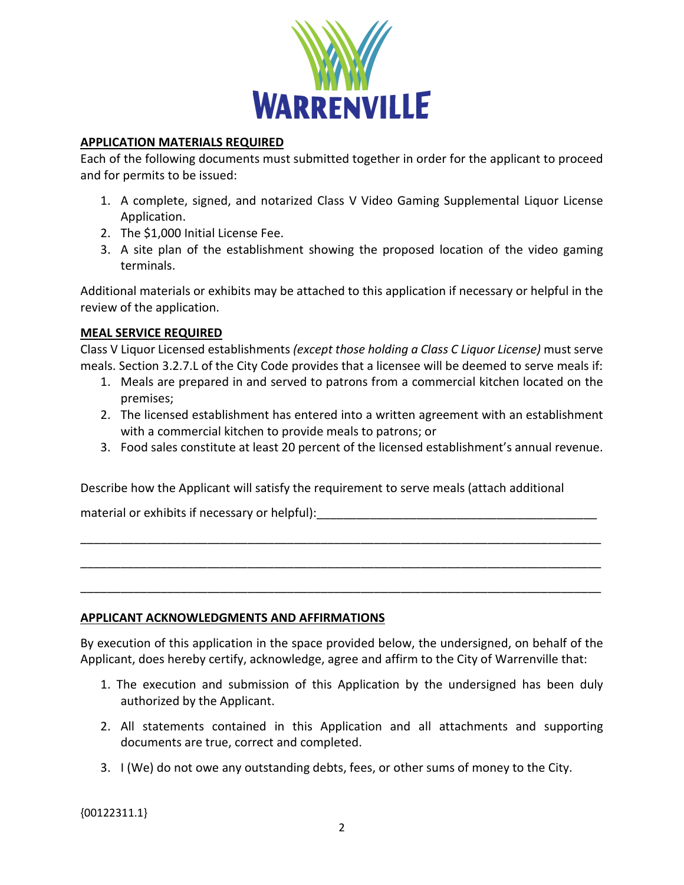WARRENVILLE

**APPLICATION MATERIALS REQUIRED**

Each of the following documents must submitted together in order for the applicant to proceed and for permits to be issued:

1. A complete, signed, and notarized Class V Video Gaming Supplemental Liquor License Application.
2. The $1,000 Initial License Fee.
3. A site plan of the establishment showing the proposed location of the video gaming terminals.

Additional materials or exhibits may be attached to this application if necessary or helpful in the review of the application.

**MEAL SERVICE REQUIRED**

Class V Liquor Licensed establishments *(except those holding a Class C Liquor License)* must serve meals. Section 3.2.7.L of the City Code provides that a licensee will be deemed to serve meals if:

1. Meals are prepared in and served to patrons from a commercial kitchen located on the premises;
2. The licensed establishment has entered into a written agreement with an establishment with a commercial kitchen to provide meals to patrons; or
3. Food sales constitute at least 20 percent of the licensed establishment's annual revenue.

Describe how the Applicant will satisfy the requirement to serve meals (attach additional material or exhibits if necessary or helpful):_______________________________________

_______________________________________________________________________________

_______________________________________________________________________________

_______________________________________________________________________________

**APPLICANT ACKNOWLEDGMENTS AND AFFIRMATIONS**

By execution of this application in the space provided below, the undersigned, on behalf of the Applicant, does hereby certify, acknowledge, agree and affirm to the City of Warrenville that:

1. The execution and submission of this Application by the undersigned has been duly authorized by the Applicant.
2. All statements contained in this Application and all attachments and supporting documents are true, correct and completed.
3. I (We) do not owe any outstanding debts, fees, or other sums of money to the City.

{00122311.1}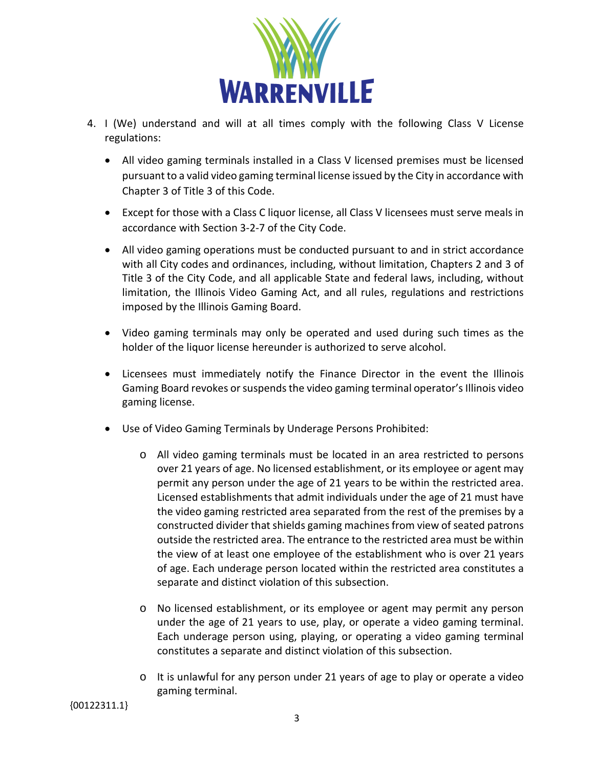4. I (We) understand and will at all times comply with the following Class V License regulations:

   - All video gaming terminals installed in a Class V licensed premises must be licensed pursuant to a valid video gaming terminal license issued by the City in accordance with Chapter 3 of Title 3 of this Code.
   - Except for those with a Class C liquor license, all Class V licensees must serve meals in accordance with Section 3-2-7 of the City Code.
   - All video gaming operations must be conducted pursuant to and in strict accordance with all City codes and ordinances, including, without limitation, Chapters 2 and 3 of Title 3 of the City Code, and all applicable State and federal laws, including, without limitation, the Illinois Video Gaming Act, and all rules, regulations and restrictions imposed by the Illinois Gaming Board.
   - Video gaming terminals may only be operated and used during such times as the holder of the liquor license hereunder is authorized to serve alcohol.
   - Licensees must immediately notify the Finance Director in the event the Illinois Gaming Board revokes or suspends the video gaming terminal operator's Illinois video gaming license.
   - Use of Video Gaming Terminals by Underage Persons Prohibited:
     - All video gaming terminals must be located in an area restricted to persons over 21 years of age. No licensed establishment, or its employee or agent may permit any person under the age of 21 years to be within the restricted area. Licensed establishments that admit individuals under the age of 21 must have the video gaming restricted area separated from the rest of the premises by a constructed divider that shields gaming machines from view of seated patrons outside the restricted area. The entrance to the restricted area must be within the view of at least one employee of the establishment who is over 21 years of age. Each underage person located within the restricted area constitutes a separate and distinct violation of this subsection.
     - No licensed establishment, or its employee or agent may permit any person under the age of 21 years to use, play, or operate a video gaming terminal. Each underage person using, playing, or operating a video gaming terminal constitutes a separate and distinct violation of this subsection.
     - It is unlawful for any person under 21 years of age to play or operate a video gaming terminal.

{00122311.1}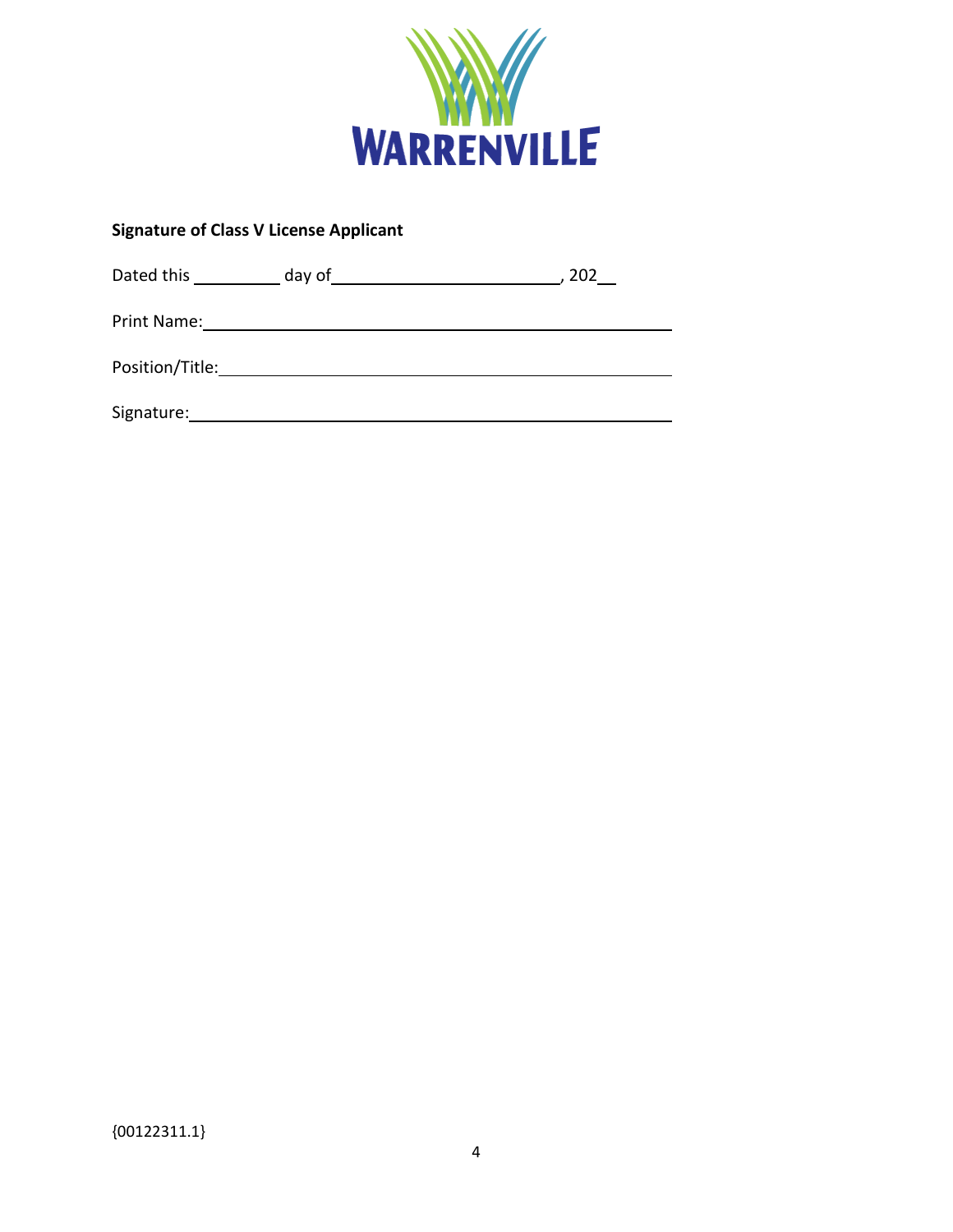WARRENVILLE

**Signature of Class V License Applicant**

Dated this __________ day of __________________________, 202__

Print Name: ______________________________________________________

Position/Title: ____________________________________________________

Signature: ________________________________________________________

{00122311.1}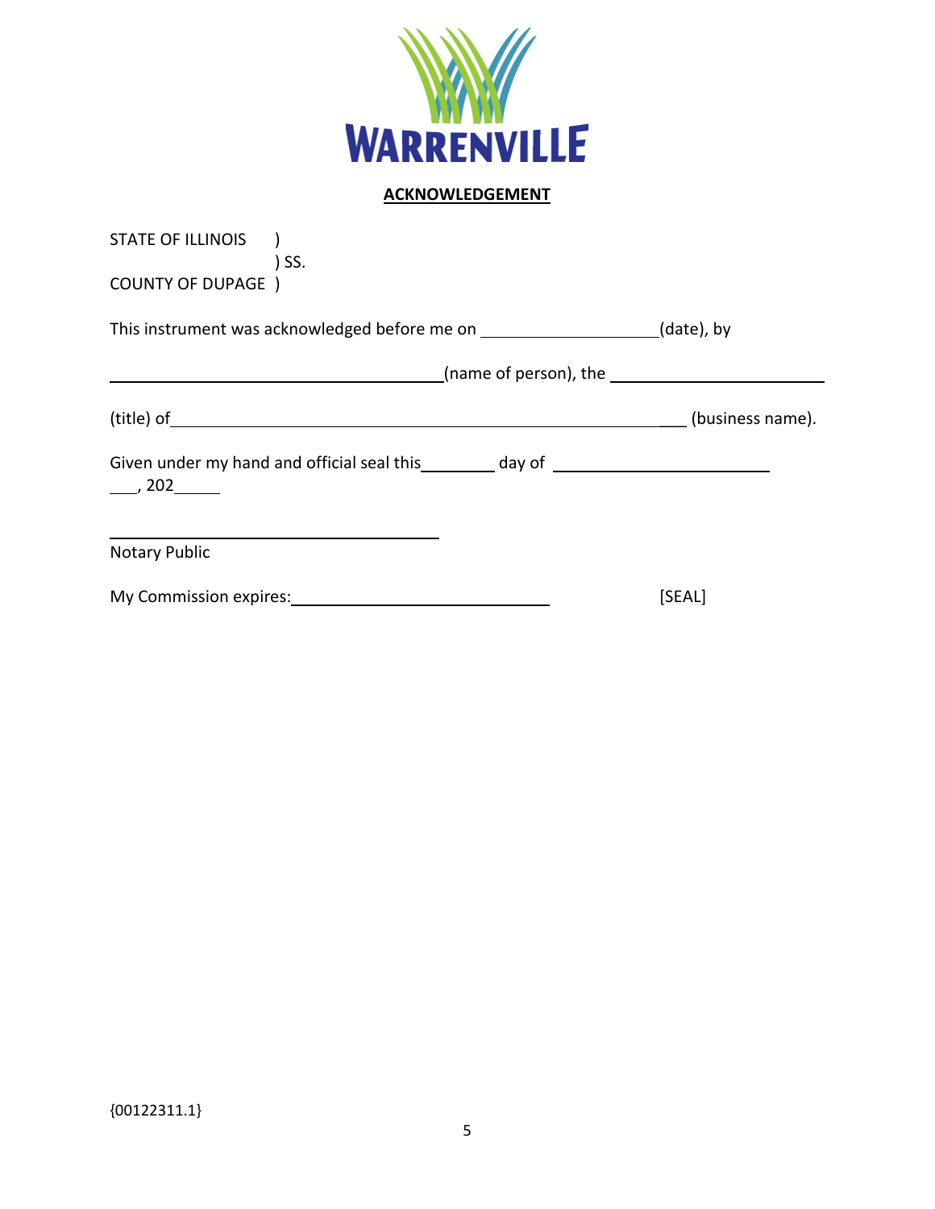WARRENVILLE

**ACKNOWLEDGEMENT**

STATE OF ILLINOIS )
) SS.
COUNTY OF DUPAGE )

This instrument was acknowledged before me on ___________________(date), by

____________________________________(name of person), the ________________________

(title) of_______________________________________________________ (business name).

Given under my hand and official seal this________ day of ________________________ ___, 202_____

_____________________________________
Notary Public

My Commission expires:____________________________ [SEAL]

{00122311.1}